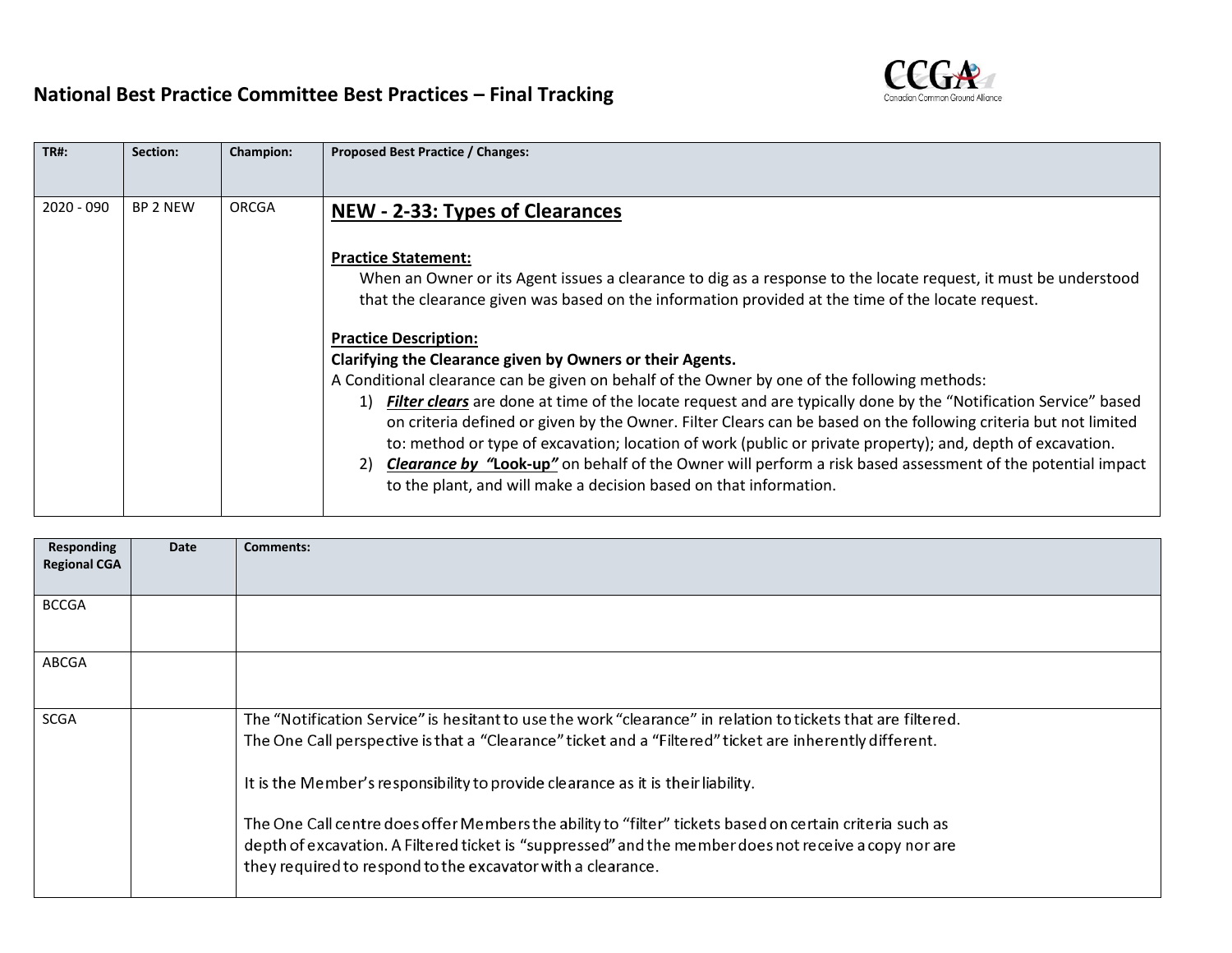# National Best Practice Committee Best Practices – Final Tracking

| TR#: | Section: | Champion: | Proposed Best Practice / Changes: |
|---|---|---|---|
| 2020 - 090 | BP 2 NEW | ORCGA | **NEW - 2-33: Types of Clearances**<br><br>**Practice Statement:**<br>When an Owner or its Agent issues a clearance to dig as a response to the locate request, it must be understood that the clearance given was based on the information provided at the time of the locate request.<br><br>**Practice Description:**<br>**Clarifying the Clearance given by Owners or their Agents.**<br>A Conditional clearance can be given on behalf of the Owner by one of the following methods:<br>1) ***Filter clears*** are done at time of the locate request and are typically done by the "Notification Service" based on criteria defined or given by the Owner. Filter Clears can be based on the following criteria but not limited to: method or type of excavation; location of work (public or private property); and, depth of excavation.<br>2) ***Clearance by "Look-up"*** on behalf of the Owner will perform a risk based assessment of the potential impact to the plant, and will make a decision based on that information. |

| Responding Regional CGA | Date | Comments: |
|---|---|---|
| BCCGA | | |
| ABCGA | | |
| SCGA | | The "Notification Service" is hesitant to use the work "clearance" in relation to tickets that are filtered. The One Call perspective is that a "Clearance" ticket and a "Filtered" ticket are inherently different.<br><br>It is the Member's responsibility to provide clearance as it is their liability.<br><br>The One Call centre does offer Members the ability to "filter" tickets based on certain criteria such as depth of excavation. A Filtered ticket is "suppressed" and the member does not receive a copy nor are they required to respond to the excavator with a clearance. |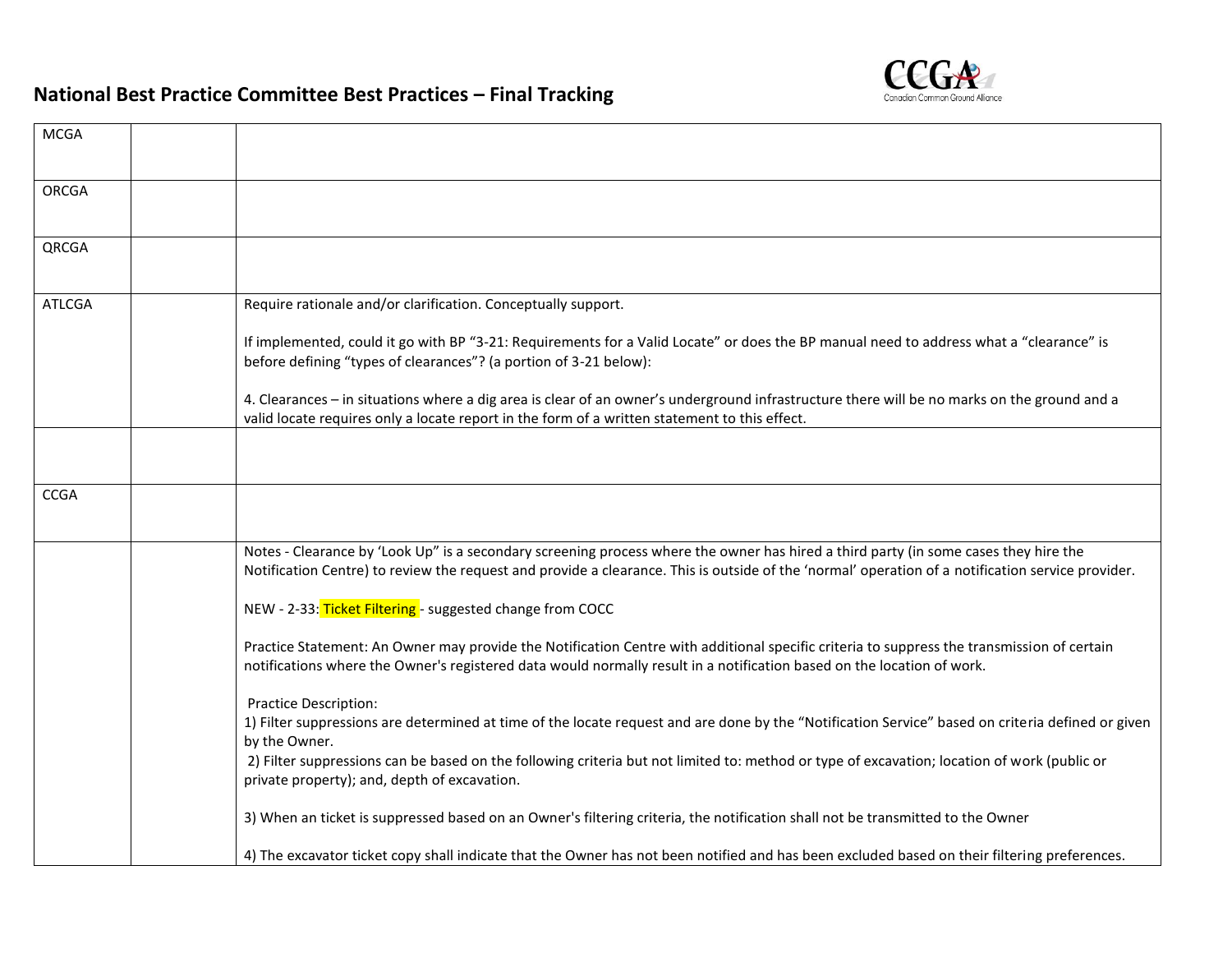## National Best Practice Committee Best Practices – Final Tracking

| | | |
|---|---|---|
| MCGA | | |
| ORCGA | | |
| QRCGA | | |
| ATLCGA | | Require rationale and/or clarification. Conceptually support.<br><br>If implemented, could it go with BP "3-21: Requirements for a Valid Locate" or does the BP manual need to address what a "clearance" is before defining "types of clearances"? (a portion of 3-21 below):<br><br>4. Clearances – in situations where a dig area is clear of an owner's underground infrastructure there will be no marks on the ground and a valid locate requires only a locate report in the form of a written statement to this effect. |
| | | |
| CCGA | | |
| | | Notes - Clearance by 'Look Up" is a secondary screening process where the owner has hired a third party (in some cases they hire the Notification Centre) to review the request and provide a clearance. This is outside of the 'normal' operation of a notification service provider.<br><br>NEW - 2-33: Ticket Filtering - suggested change from COCC<br><br>Practice Statement: An Owner may provide the Notification Centre with additional specific criteria to suppress the transmission of certain notifications where the Owner's registered data would normally result in a notification based on the location of work.<br><br>Practice Description:<br>1) Filter suppressions are determined at time of the locate request and are done by the "Notification Service" based on criteria defined or given by the Owner.<br>2) Filter suppressions can be based on the following criteria but not limited to: method or type of excavation; location of work (public or private property); and, depth of excavation.<br><br>3) When an ticket is suppressed based on an Owner's filtering criteria, the notification shall not be transmitted to the Owner<br><br>4) The excavator ticket copy shall indicate that the Owner has not been notified and has been excluded based on their filtering preferences. |